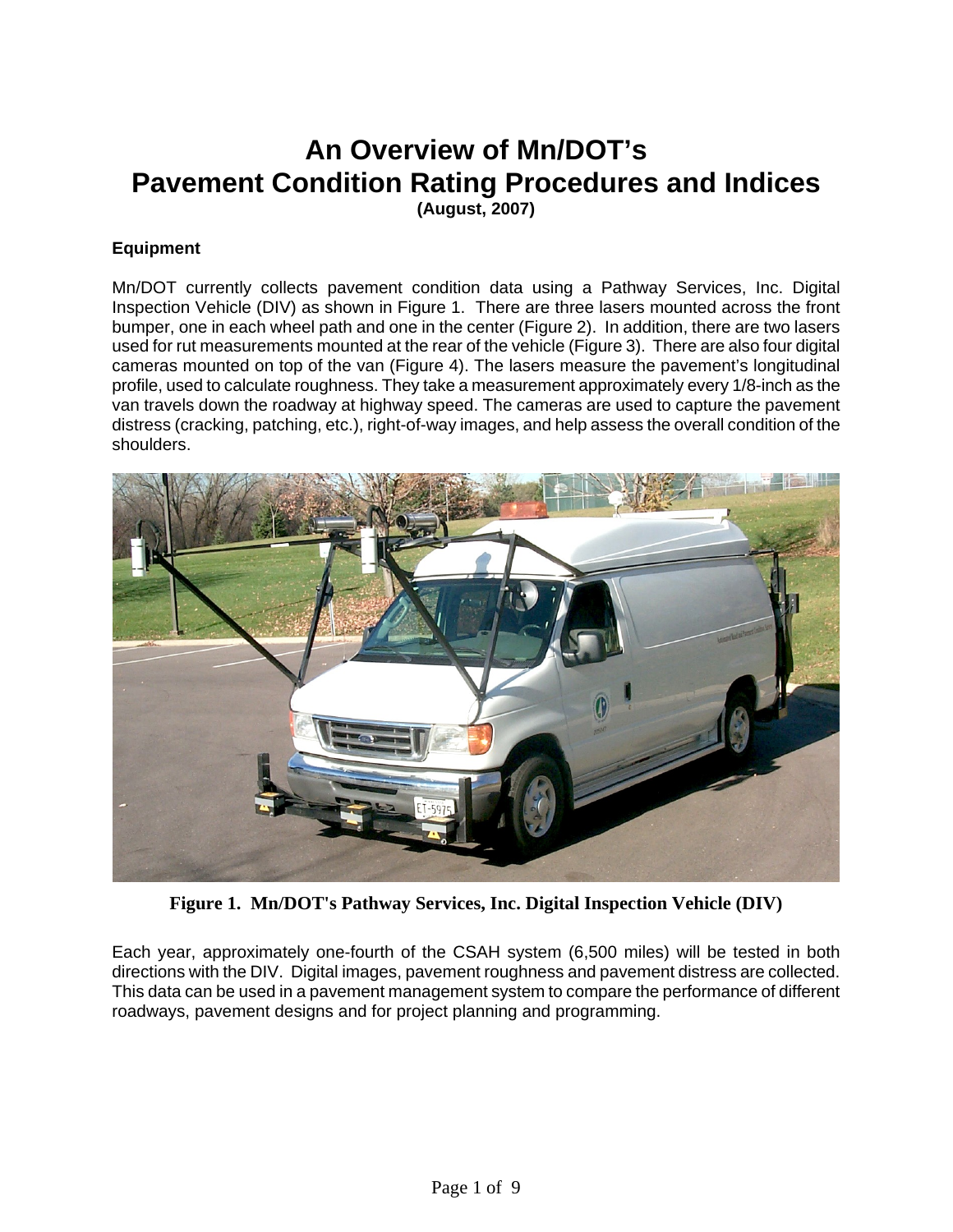# An Overview of Mn/DOT's Pavement Condition Rating Procedures and Indices

**(August, 2007)**

### Equipment

Mn/DOT currently collects pavement condition data using a Pathway Services, Inc. Digital Inspection Vehicle (DIV) as shown in Figure 1. There are three lasers mounted across the front bumper, one in each wheel path and one in the center (Figure 2). In addition, there are two lasers used for rut measurements mounted at the rear of the vehicle (Figure 3). There are also four digital cameras mounted on top of the van (Figure 4). The lasers measure the pavement's longitudinal profile, used to calculate roughness. They take a measurement approximately every 1/8-inch as the van travels down the roadway at highway speed. The cameras are used to capture the pavement distress (cracking, patching, etc.), right-of-way images, and help assess the overall condition of the shoulders.

**Figure 1. Mn/DOT's Pathway Services, Inc. Digital Inspection Vehicle (DIV)**

Each year, approximately one-fourth of the CSAH system (6,500 miles) will be tested in both directions with the DIV. Digital images, pavement roughness and pavement distress are collected. This data can be used in a pavement management system to compare the performance of different roadways, pavement designs and for project planning and programming.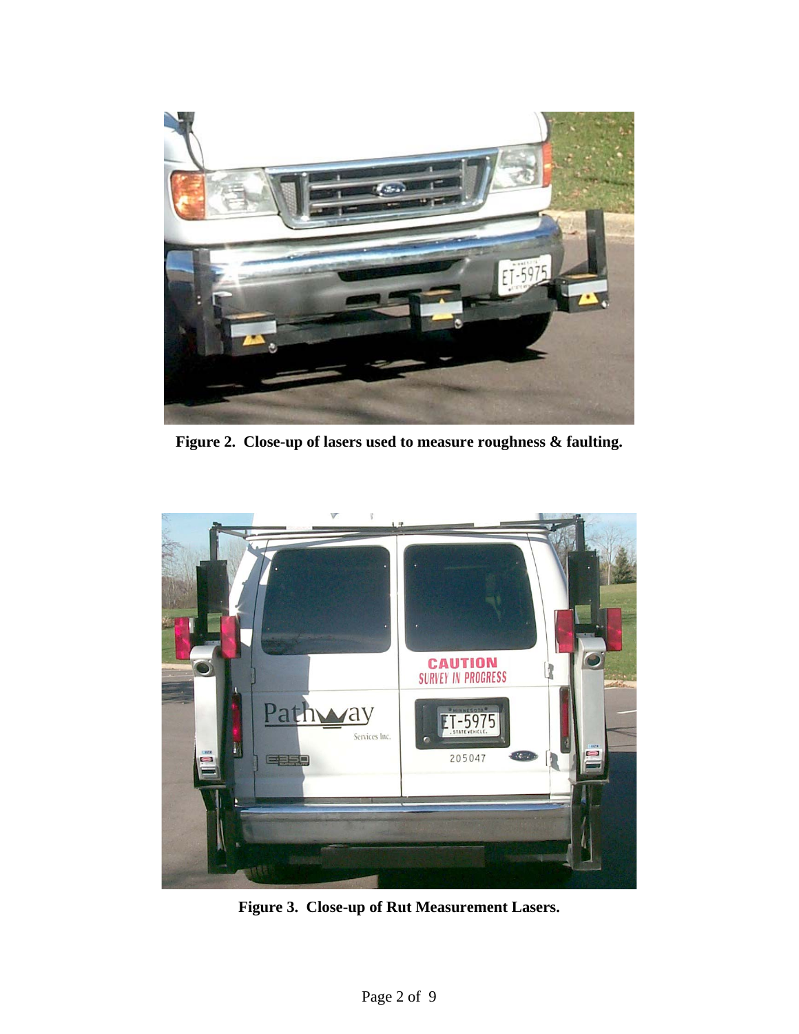**Figure 2. Close-up of lasers used to measure roughness & faulting.**

**Figure 3. Close-up of Rut Measurement Lasers.**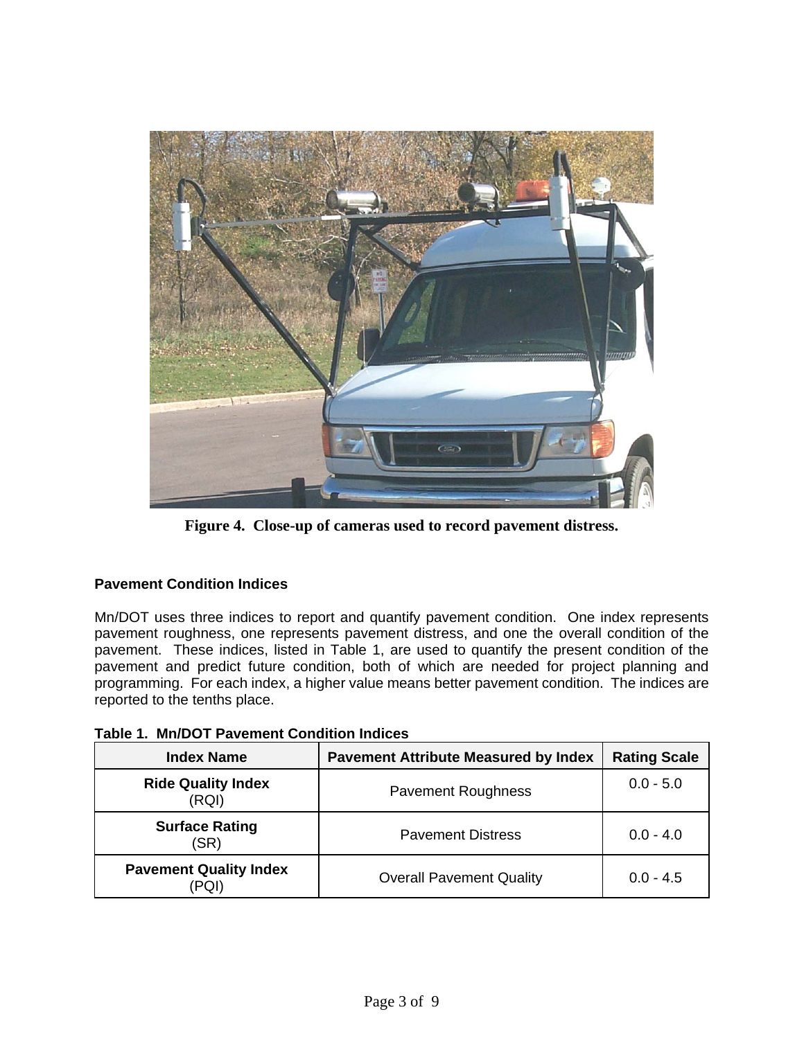Figure 4. Close-up of cameras used to record pavement distress.

### Pavement Condition Indices

Mn/DOT uses three indices to report and quantify pavement condition. One index represents pavement roughness, one represents pavement distress, and one the overall condition of the pavement. These indices, listed in Table 1, are used to quantify the present condition of the pavement and predict future condition, both of which are needed for project planning and programming. For each index, a higher value means better pavement condition. The indices are reported to the tenths place.

**Table 1. Mn/DOT Pavement Condition Indices**

| Index Name | Pavement Attribute Measured by Index | Rating Scale |
| --- | --- | --- |
| **Ride Quality Index** (RQI) | Pavement Roughness | 0.0 - 5.0 |
| **Surface Rating** (SR) | Pavement Distress | 0.0 - 4.0 |
| **Pavement Quality Index** (PQI) | Overall Pavement Quality | 0.0 - 4.5 |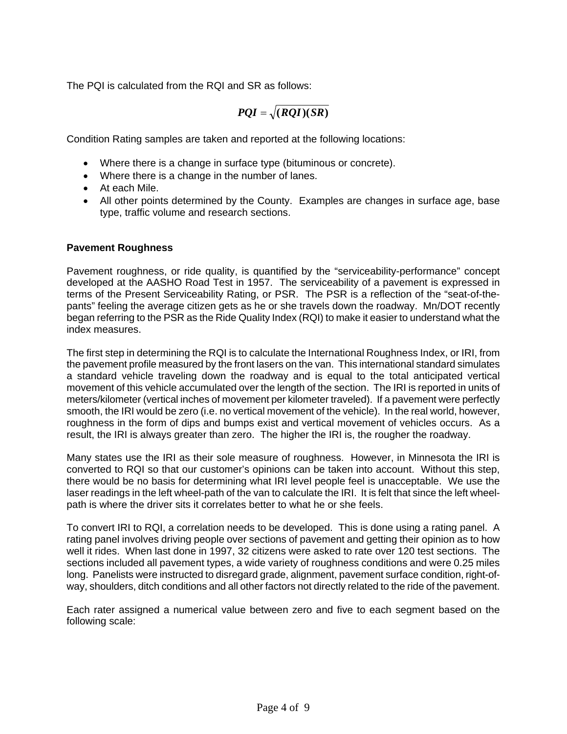The PQI is calculated from the RQI and SR as follows:

$$PQI = \sqrt{(RQI)(SR)}$$

Condition Rating samples are taken and reported at the following locations:

- Where there is a change in surface type (bituminous or concrete).
- Where there is a change in the number of lanes.
- At each Mile.
- All other points determined by the County. Examples are changes in surface age, base type, traffic volume and research sections.

**Pavement Roughness**

Pavement roughness, or ride quality, is quantified by the “serviceability-performance” concept developed at the AASHO Road Test in 1957. The serviceability of a pavement is expressed in terms of the Present Serviceability Rating, or PSR. The PSR is a reflection of the “seat-of-the-pants” feeling the average citizen gets as he or she travels down the roadway. Mn/DOT recently began referring to the PSR as the Ride Quality Index (RQI) to make it easier to understand what the index measures.

The first step in determining the RQI is to calculate the International Roughness Index, or IRI, from the pavement profile measured by the front lasers on the van. This international standard simulates a standard vehicle traveling down the roadway and is equal to the total anticipated vertical movement of this vehicle accumulated over the length of the section. The IRI is reported in units of meters/kilometer (vertical inches of movement per kilometer traveled). If a pavement were perfectly smooth, the IRI would be zero (i.e. no vertical movement of the vehicle). In the real world, however, roughness in the form of dips and bumps exist and vertical movement of vehicles occurs. As a result, the IRI is always greater than zero. The higher the IRI is, the rougher the roadway.

Many states use the IRI as their sole measure of roughness. However, in Minnesota the IRI is converted to RQI so that our customer’s opinions can be taken into account. Without this step, there would be no basis for determining what IRI level people feel is unacceptable. We use the laser readings in the left wheel-path of the van to calculate the IRI. It is felt that since the left wheel-path is where the driver sits it correlates better to what he or she feels.

To convert IRI to RQI, a correlation needs to be developed. This is done using a rating panel. A rating panel involves driving people over sections of pavement and getting their opinion as to how well it rides. When last done in 1997, 32 citizens were asked to rate over 120 test sections. The sections included all pavement types, a wide variety of roughness conditions and were 0.25 miles long. Panelists were instructed to disregard grade, alignment, pavement surface condition, right-of-way, shoulders, ditch conditions and all other factors not directly related to the ride of the pavement.

Each rater assigned a numerical value between zero and five to each segment based on the following scale: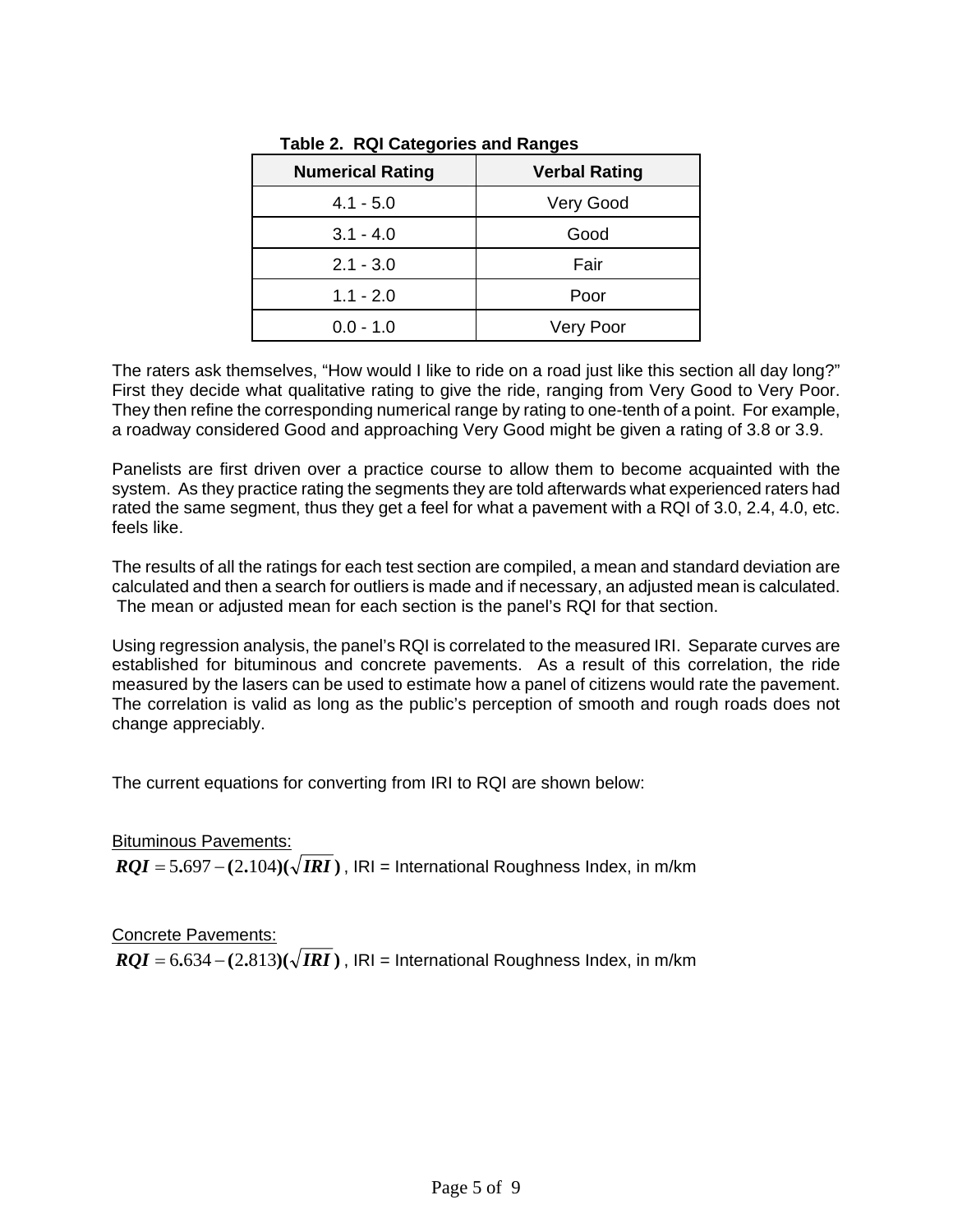**Table 2. RQI Categories and Ranges**

| Numerical Rating | Verbal Rating |
|---|---|
| 4.1 - 5.0 | Very Good |
| 3.1 - 4.0 | Good |
| 2.1 - 3.0 | Fair |
| 1.1 - 2.0 | Poor |
| 0.0 - 1.0 | Very Poor |

The raters ask themselves, "How would I like to ride on a road just like this section all day long?" First they decide what qualitative rating to give the ride, ranging from Very Good to Very Poor. They then refine the corresponding numerical range by rating to one-tenth of a point. For example, a roadway considered Good and approaching Very Good might be given a rating of 3.8 or 3.9.

Panelists are first driven over a practice course to allow them to become acquainted with the system. As they practice rating the segments they are told afterwards what experienced raters had rated the same segment, thus they get a feel for what a pavement with a RQI of 3.0, 2.4, 4.0, etc. feels like.

The results of all the ratings for each test section are compiled, a mean and standard deviation are calculated and then a search for outliers is made and if necessary, an adjusted mean is calculated. The mean or adjusted mean for each section is the panel's RQI for that section.

Using regression analysis, the panel's RQI is correlated to the measured IRI. Separate curves are established for bituminous and concrete pavements. As a result of this correlation, the ride measured by the lasers can be used to estimate how a panel of citizens would rate the pavement. The correlation is valid as long as the public's perception of smooth and rough roads does not change appreciably.

The current equations for converting from IRI to RQI are shown below:

Bituminous Pavements:

$\boldsymbol{RQI} = 5.697 - (2.104)(\sqrt{\boldsymbol{IRI}})$ , IRI = International Roughness Index, in m/km

Concrete Pavements:

$\boldsymbol{RQI} = 6.634 - (2.813)(\sqrt{\boldsymbol{IRI}})$ , IRI = International Roughness Index, in m/km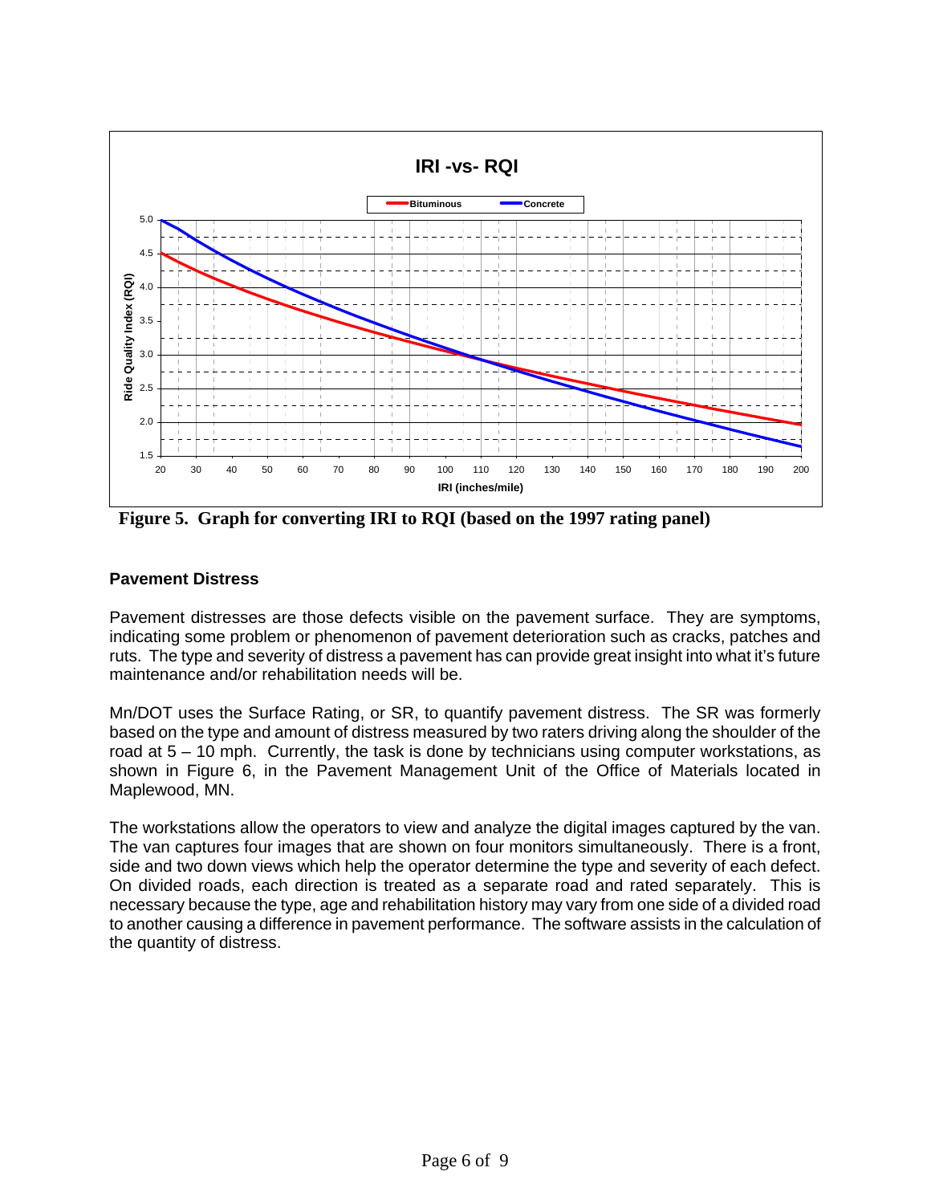**Figure 5. Graph for converting IRI to RQI (based on the 1997 rating panel)**

### Pavement Distress

Pavement distresses are those defects visible on the pavement surface. They are symptoms, indicating some problem or phenomenon of pavement deterioration such as cracks, patches and ruts. The type and severity of distress a pavement has can provide great insight into what it's future maintenance and/or rehabilitation needs will be.

Mn/DOT uses the Surface Rating, or SR, to quantify pavement distress. The SR was formerly based on the type and amount of distress measured by two raters driving along the shoulder of the road at 5 – 10 mph. Currently, the task is done by technicians using computer workstations, as shown in Figure 6, in the Pavement Management Unit of the Office of Materials located in Maplewood, MN.

The workstations allow the operators to view and analyze the digital images captured by the van. The van captures four images that are shown on four monitors simultaneously. There is a front, side and two down views which help the operator determine the type and severity of each defect. On divided roads, each direction is treated as a separate road and rated separately. This is necessary because the type, age and rehabilitation history may vary from one side of a divided road to another causing a difference in pavement performance. The software assists in the calculation of the quantity of distress.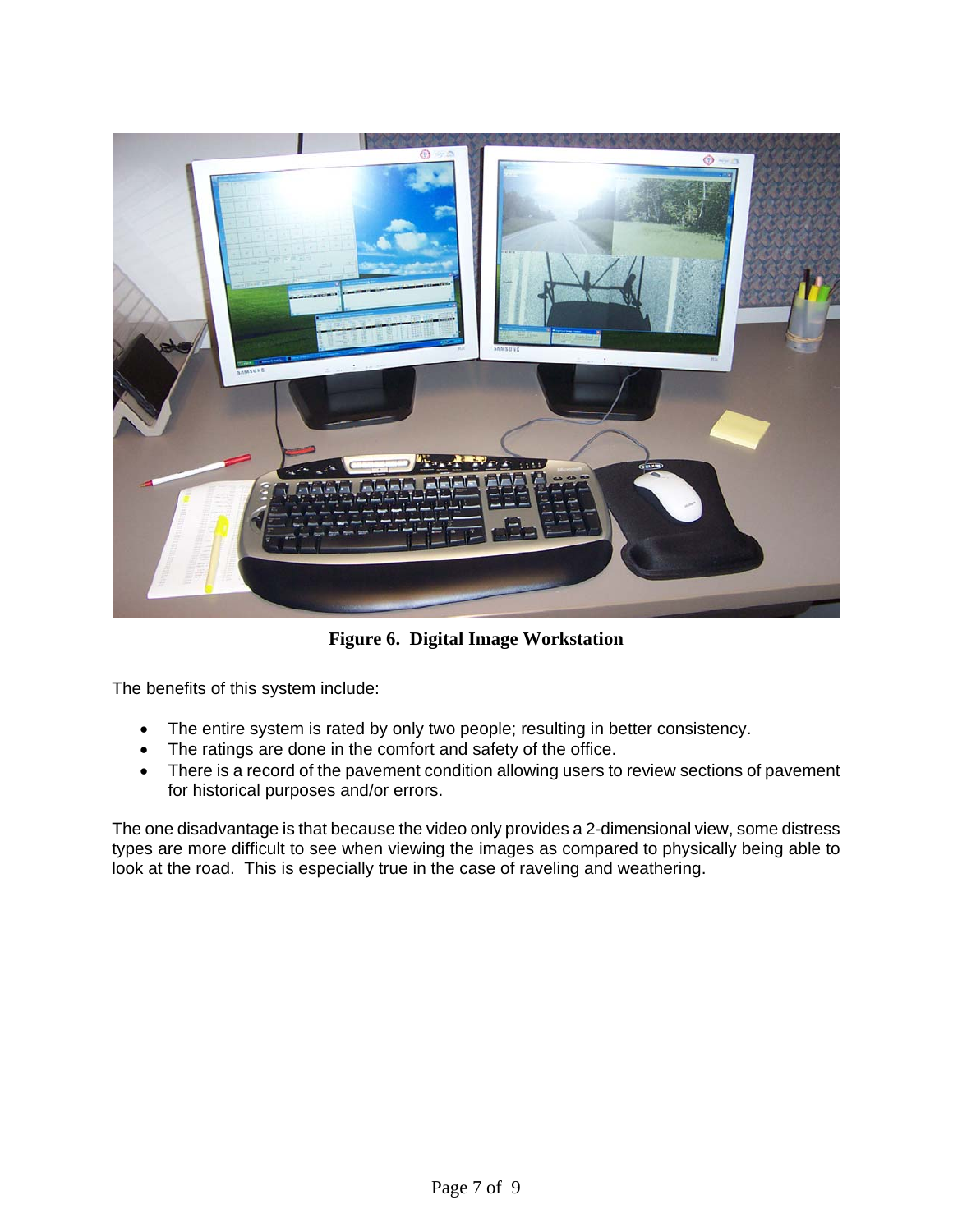**Figure 6. Digital Image Workstation**

The benefits of this system include:

- The entire system is rated by only two people; resulting in better consistency.
- The ratings are done in the comfort and safety of the office.
- There is a record of the pavement condition allowing users to review sections of pavement for historical purposes and/or errors.

The one disadvantage is that because the video only provides a 2-dimensional view, some distress types are more difficult to see when viewing the images as compared to physically being able to look at the road. This is especially true in the case of raveling and weathering.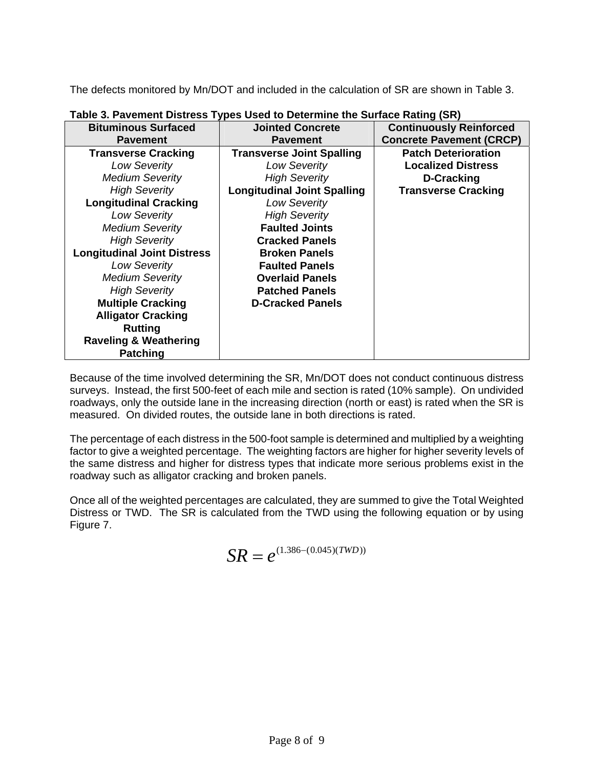The defects monitored by Mn/DOT and included in the calculation of SR are shown in Table 3.

**Table 3. Pavement Distress Types Used to Determine the Surface Rating (SR)**

| Bituminous Surfaced Pavement | Jointed Concrete Pavement | Continuously Reinforced Concrete Pavement (CRCP) |
|---|---|---|
| **Transverse Cracking** | **Transverse Joint Spalling** | **Patch Deterioration** |
| *Low Severity* | *Low Severity* | **Localized Distress** |
| *Medium Severity* | *High Severity* | **D-Cracking** |
| *High Severity* | **Longitudinal Joint Spalling** | **Transverse Cracking** |
| **Longitudinal Cracking** | *Low Severity* | |
| *Low Severity* | *High Severity* | |
| *Medium Severity* | **Faulted Joints** | |
| *High Severity* | **Cracked Panels** | |
| **Longitudinal Joint Distress** | **Broken Panels** | |
| *Low Severity* | **Faulted Panels** | |
| *Medium Severity* | **Overlaid Panels** | |
| *High Severity* | **Patched Panels** | |
| **Multiple Cracking** | **D-Cracked Panels** | |
| **Alligator Cracking** | | |
| **Rutting** | | |
| **Raveling & Weathering** | | |
| **Patching** | | |

Because of the time involved determining the SR, Mn/DOT does not conduct continuous distress surveys. Instead, the first 500-feet of each mile and section is rated (10% sample). On undivided roadways, only the outside lane in the increasing direction (north or east) is rated when the SR is measured. On divided routes, the outside lane in both directions is rated.

The percentage of each distress in the 500-foot sample is determined and multiplied by a weighting factor to give a weighted percentage. The weighting factors are higher for higher severity levels of the same distress and higher for distress types that indicate more serious problems exist in the roadway such as alligator cracking and broken panels.

Once all of the weighted percentages are calculated, they are summed to give the Total Weighted Distress or TWD. The SR is calculated from the TWD using the following equation or by using Figure 7.

$$SR = e^{(1.386-(0.045)(TWD))}$$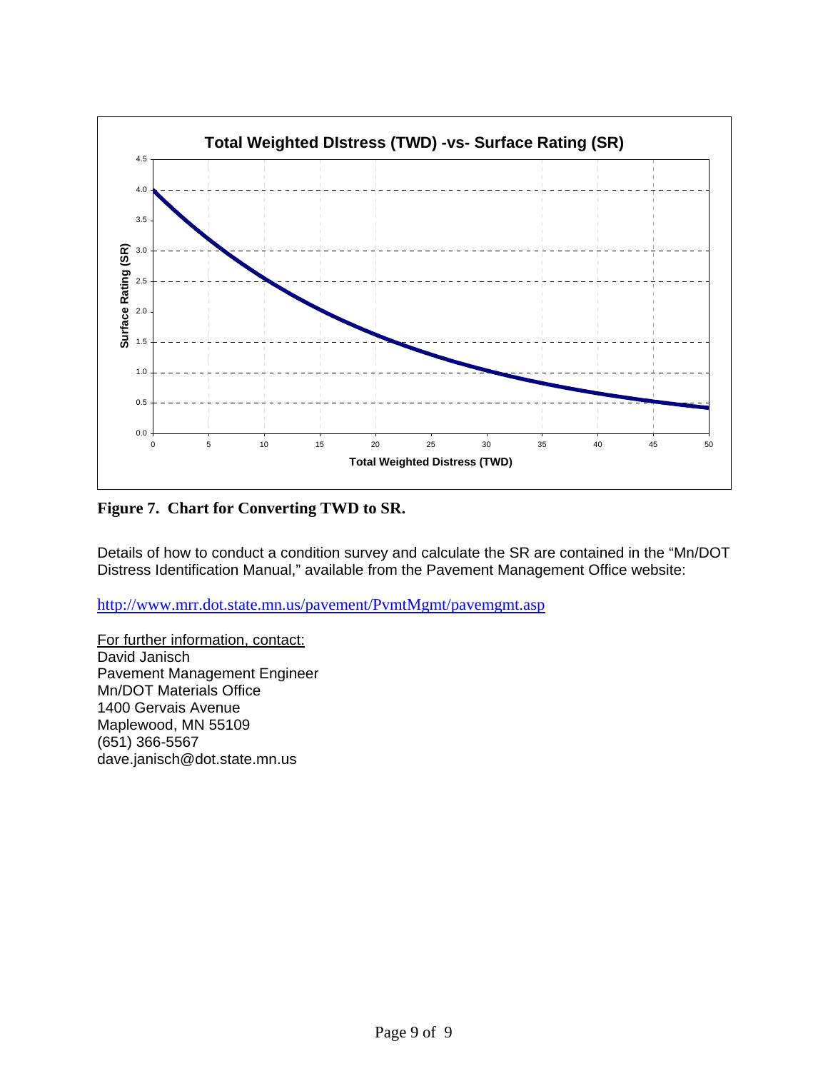Total Weighted DIstress (TWD) -vs- Surface Rating (SR)

Surface Rating (SR)

4.5
4.0
3.5
3.0
2.5
2.0
1.5
1.0
0.5
0.0

0 5 10 15 20 25 30 35 40 45 50

Total Weighted Distress (TWD)

**Figure 7. Chart for Converting TWD to SR.**

Details of how to conduct a condition survey and calculate the SR are contained in the "Mn/DOT Distress Identification Manual," available from the Pavement Management Office website:

http://www.mrr.dot.state.mn.us/pavement/PvmtMgmt/pavemgmt.asp

For further information, contact:
David Janisch
Pavement Management Engineer
Mn/DOT Materials Office
1400 Gervais Avenue
Maplewood, MN 55109
(651) 366-5567
dave.janisch@dot.state.mn.us